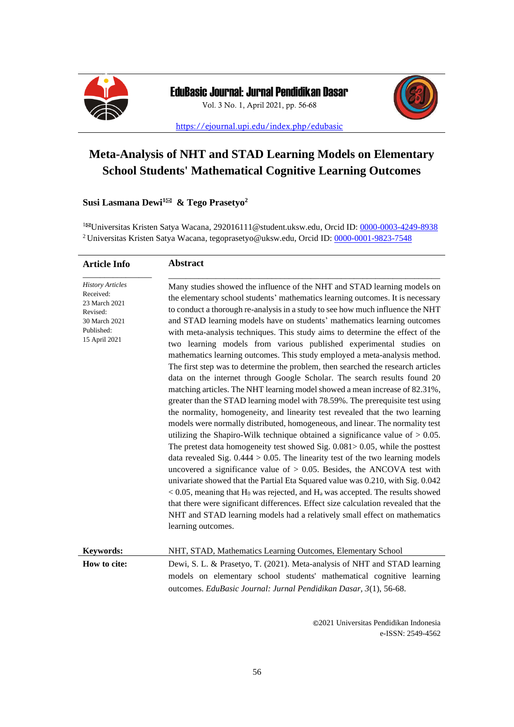# Meta-Analysis of NHT and STAD Learning Models on Elementary School Students' Mathematical Cognitive Learning Outcomes

**Susi Lasmana Dewi[1✉] & Tego Prasetyo[2]**

[1✉]Universitas Kristen Satya Wacana, 292016111@student.uksw.edu, Orcid ID: 0000-0003-4249-8938
[2]Universitas Kristen Satya Wacana, tegoprasetyo@uksw.edu, Orcid ID: 0000-0001-9823-7548

**Article Info**

*History Articles*
Received:
23 March 2021
Revised:
30 March 2021
Published:
15 April 2021

**Abstract**

Many studies showed the influence of the NHT and STAD learning models on the elementary school students' mathematics learning outcomes. It is necessary to conduct a thorough re-analysis in a study to see how much influence the NHT and STAD learning models have on students' mathematics learning outcomes with meta-analysis techniques. This study aims to determine the effect of the two learning models from various published experimental studies on mathematics learning outcomes. This study employed a meta-analysis method. The first step was to determine the problem, then searched the research articles data on the internet through Google Scholar. The search results found 20 matching articles. The NHT learning model showed a mean increase of 82.31%, greater than the STAD learning model with 78.59%. The prerequisite test using the normality, homogeneity, and linearity test revealed that the two learning models were normally distributed, homogeneous, and linear. The normality test utilizing the Shapiro-Wilk technique obtained a significance value of $> 0.05$. The pretest data homogeneity test showed Sig. $0.081 > 0.05$, while the posttest data revealed Sig. $0.444 > 0.05$. The linearity test of the two learning models uncovered a significance value of $> 0.05$. Besides, the ANCOVA test with univariate showed that the Partial Eta Squared value was 0.210, with Sig. 0.042 $< 0.05$, meaning that $H_0$ was rejected, and $H_a$ was accepted. The results showed that there were significant differences. Effect size calculation revealed that the NHT and STAD learning models had a relatively small effect on mathematics learning outcomes.

**Keywords:** NHT, STAD, Mathematics Learning Outcomes, Elementary School

**How to cite:** Dewi, S. L. & Prasetyo, T. (2021). Meta-analysis of NHT and STAD learning models on elementary school students' mathematical cognitive learning outcomes. *EduBasic Journal: Jurnal Pendidikan Dasar, 3*(1), 56-68.

©2021 Universitas Pendidikan Indonesia
e-ISSN: 2549-4562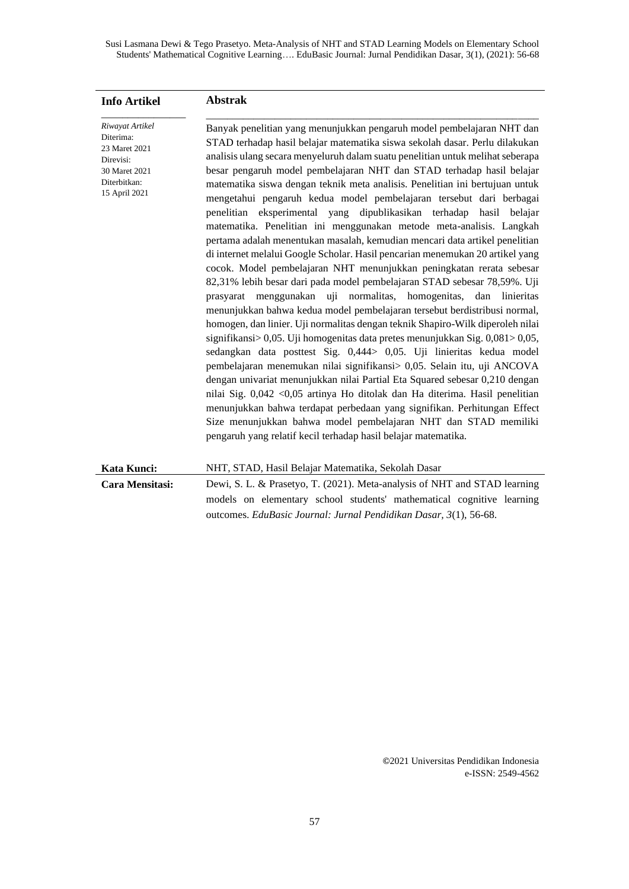**Info Artikel**

*Riwayat Artikel*
Diterima:
23 Maret 2021
Direvisi:
30 Maret 2021
Diterbitkan:
15 April 2021

**Abstrak**

Banyak penelitian yang menunjukkan pengaruh model pembelajaran NHT dan STAD terhadap hasil belajar matematika siswa sekolah dasar. Perlu dilakukan analisis ulang secara menyeluruh dalam suatu penelitian untuk melihat seberapa besar pengaruh model pembelajaran NHT dan STAD terhadap hasil belajar matematika siswa dengan teknik meta analisis. Penelitian ini bertujuan untuk mengetahui pengaruh kedua model pembelajaran tersebut dari berbagai penelitian eksperimental yang dipublikasikan terhadap hasil belajar matematika. Penelitian ini menggunakan metode meta-analisis. Langkah pertama adalah menentukan masalah, kemudian mencari data artikel penelitian di internet melalui Google Scholar. Hasil pencarian menemukan 20 artikel yang cocok. Model pembelajaran NHT menunjukkan peningkatan rerata sebesar 82,31% lebih besar dari pada model pembelajaran STAD sebesar 78,59%. Uji prasyarat menggunakan uji normalitas, homogenitas, dan linieritas menunjukkan bahwa kedua model pembelajaran tersebut berdistribusi normal, homogen, dan linier. Uji normalitas dengan teknik Shapiro-Wilk diperoleh nilai signifikansi> 0,05. Uji homogenitas data pretes menunjukkan Sig. 0,081> 0,05, sedangkan data posttest Sig. 0,444> 0,05. Uji linieritas kedua model pembelajaran menemukan nilai signifikansi> 0,05. Selain itu, uji ANCOVA dengan univariat menunjukkan nilai Partial Eta Squared sebesar 0,210 dengan nilai Sig. 0,042 <0,05 artinya Ho ditolak dan Ha diterima. Hasil penelitian menunjukkan bahwa terdapat perbedaan yang signifikan. Perhitungan Effect Size menunjukkan bahwa model pembelajaran NHT dan STAD memiliki pengaruh yang relatif kecil terhadap hasil belajar matematika.

**Kata Kunci:** NHT, STAD, Hasil Belajar Matematika, Sekolah Dasar

**Cara Mensitasi:** Dewi, S. L. & Prasetyo, T. (2021). Meta-analysis of NHT and STAD learning models on elementary school students' mathematical cognitive learning outcomes. *EduBasic Journal: Jurnal Pendidikan Dasar, 3*(1), 56-68.

©2021 Universitas Pendidikan Indonesia
e-ISSN: 2549-4562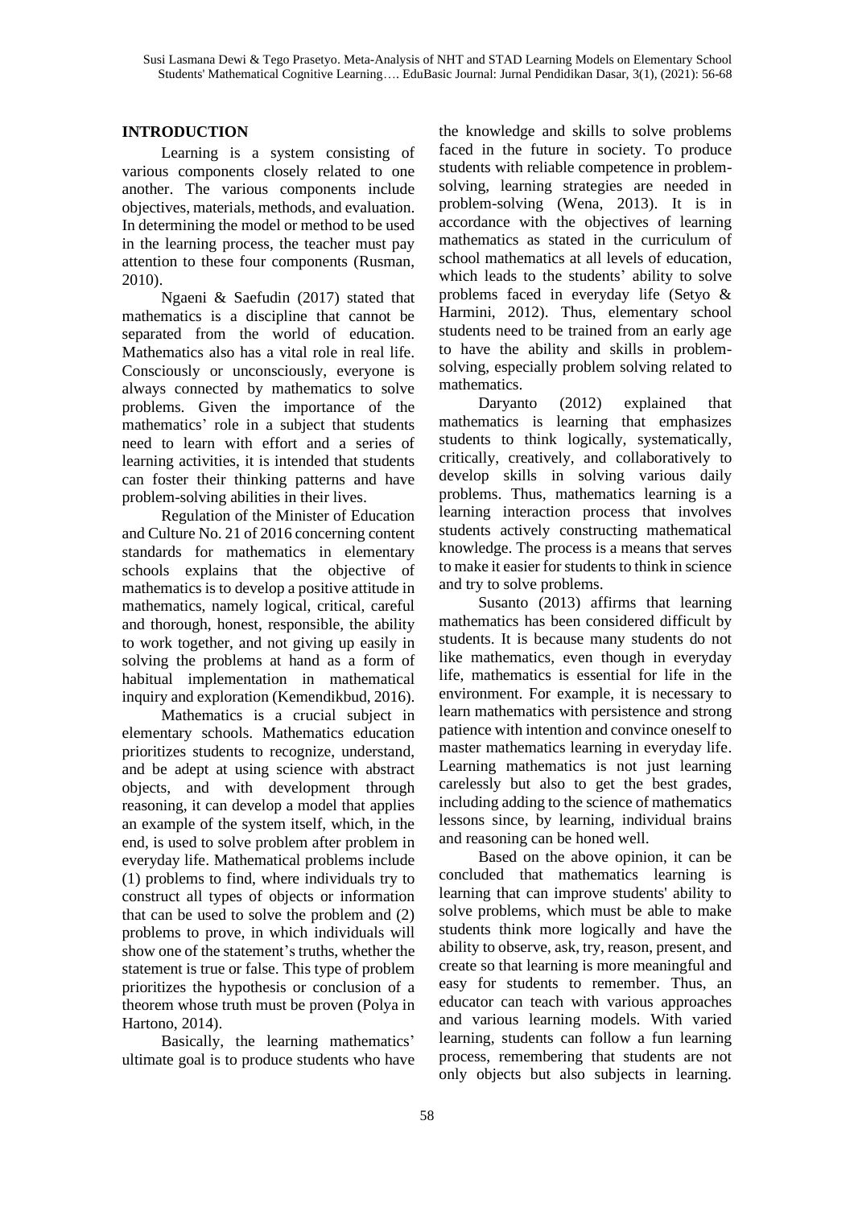## INTRODUCTION

Learning is a system consisting of various components closely related to one another. The various components include objectives, materials, methods, and evaluation. In determining the model or method to be used in the learning process, the teacher must pay attention to these four components (Rusman, 2010).

Ngaeni & Saefudin (2017) stated that mathematics is a discipline that cannot be separated from the world of education. Mathematics also has a vital role in real life. Consciously or unconsciously, everyone is always connected by mathematics to solve problems. Given the importance of the mathematics' role in a subject that students need to learn with effort and a series of learning activities, it is intended that students can foster their thinking patterns and have problem-solving abilities in their lives.

Regulation of the Minister of Education and Culture No. 21 of 2016 concerning content standards for mathematics in elementary schools explains that the objective of mathematics is to develop a positive attitude in mathematics, namely logical, critical, careful and thorough, honest, responsible, the ability to work together, and not giving up easily in solving the problems at hand as a form of habitual implementation in mathematical inquiry and exploration (Kemendikbud, 2016).

Mathematics is a crucial subject in elementary schools. Mathematics education prioritizes students to recognize, understand, and be adept at using science with abstract objects, and with development through reasoning, it can develop a model that applies an example of the system itself, which, in the end, is used to solve problem after problem in everyday life. Mathematical problems include (1) problems to find, where individuals try to construct all types of objects or information that can be used to solve the problem and (2) problems to prove, in which individuals will show one of the statement's truths, whether the statement is true or false. This type of problem prioritizes the hypothesis or conclusion of a theorem whose truth must be proven (Polya in Hartono, 2014).

Basically, the learning mathematics' ultimate goal is to produce students who have the knowledge and skills to solve problems faced in the future in society. To produce students with reliable competence in problem-solving, learning strategies are needed in problem-solving (Wena, 2013). It is in accordance with the objectives of learning mathematics as stated in the curriculum of school mathematics at all levels of education, which leads to the students' ability to solve problems faced in everyday life (Setyo & Harmini, 2012). Thus, elementary school students need to be trained from an early age to have the ability and skills in problem-solving, especially problem solving related to mathematics.

Daryanto (2012) explained that mathematics is learning that emphasizes students to think logically, systematically, critically, creatively, and collaboratively to develop skills in solving various daily problems. Thus, mathematics learning is a learning interaction process that involves students actively constructing mathematical knowledge. The process is a means that serves to make it easier for students to think in science and try to solve problems.

Susanto (2013) affirms that learning mathematics has been considered difficult by students. It is because many students do not like mathematics, even though in everyday life, mathematics is essential for life in the environment. For example, it is necessary to learn mathematics with persistence and strong patience with intention and convince oneself to master mathematics learning in everyday life. Learning mathematics is not just learning carelessly but also to get the best grades, including adding to the science of mathematics lessons since, by learning, individual brains and reasoning can be honed well.

Based on the above opinion, it can be concluded that mathematics learning is learning that can improve students' ability to solve problems, which must be able to make students think more logically and have the ability to observe, ask, try, reason, present, and create so that learning is more meaningful and easy for students to remember. Thus, an educator can teach with various approaches and various learning models. With varied learning, students can follow a fun learning process, remembering that students are not only objects but also subjects in learning.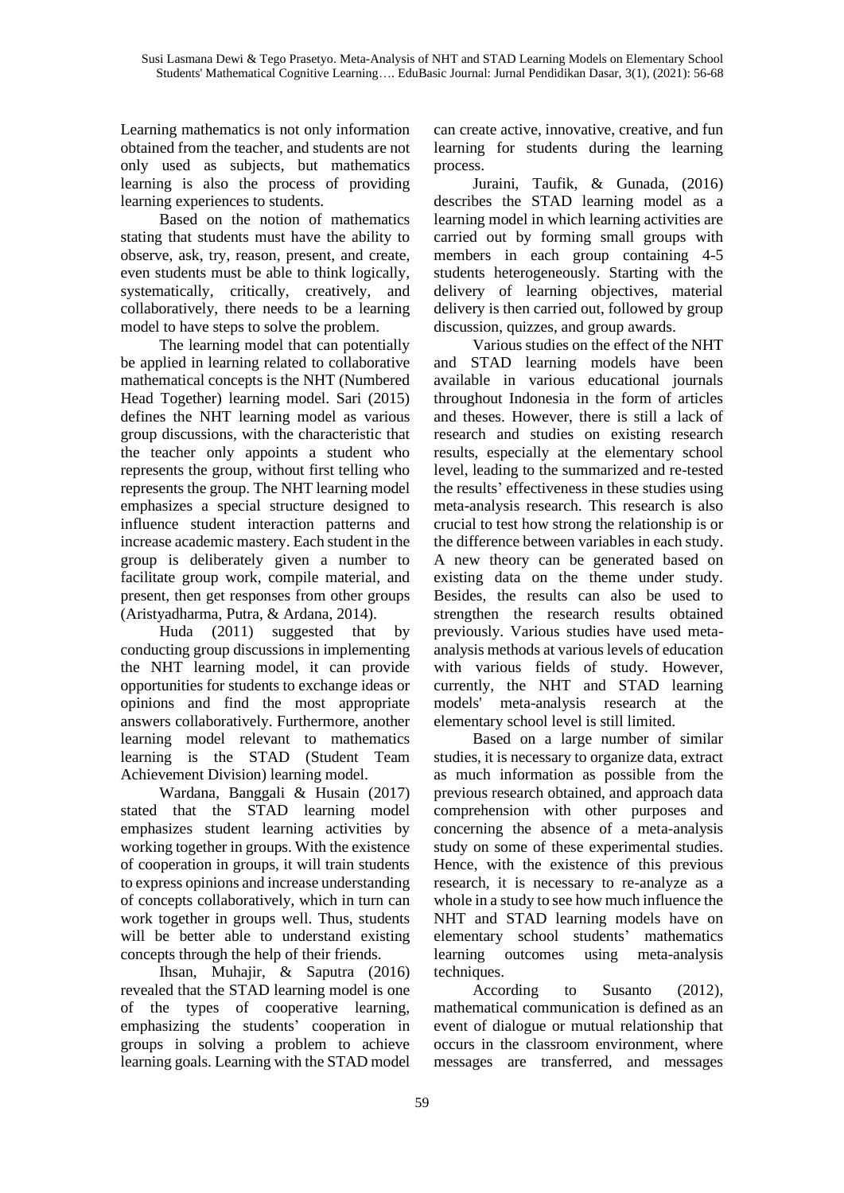Learning mathematics is not only information obtained from the teacher, and students are not only used as subjects, but mathematics learning is also the process of providing learning experiences to students.

Based on the notion of mathematics stating that students must have the ability to observe, ask, try, reason, present, and create, even students must be able to think logically, systematically, critically, creatively, and collaboratively, there needs to be a learning model to have steps to solve the problem.

The learning model that can potentially be applied in learning related to collaborative mathematical concepts is the NHT (Numbered Head Together) learning model. Sari (2015) defines the NHT learning model as various group discussions, with the characteristic that the teacher only appoints a student who represents the group, without first telling who represents the group. The NHT learning model emphasizes a special structure designed to influence student interaction patterns and increase academic mastery. Each student in the group is deliberately given a number to facilitate group work, compile material, and present, then get responses from other groups (Aristyadharma, Putra, & Ardana, 2014).

Huda (2011) suggested that by conducting group discussions in implementing the NHT learning model, it can provide opportunities for students to exchange ideas or opinions and find the most appropriate answers collaboratively. Furthermore, another learning model relevant to mathematics learning is the STAD (Student Team Achievement Division) learning model.

Wardana, Banggali & Husain (2017) stated that the STAD learning model emphasizes student learning activities by working together in groups. With the existence of cooperation in groups, it will train students to express opinions and increase understanding of concepts collaboratively, which in turn can work together in groups well. Thus, students will be better able to understand existing concepts through the help of their friends.

Ihsan, Muhajir, & Saputra (2016) revealed that the STAD learning model is one of the types of cooperative learning, emphasizing the students' cooperation in groups in solving a problem to achieve learning goals. Learning with the STAD model can create active, innovative, creative, and fun learning for students during the learning process.

Juraini, Taufik, & Gunada, (2016) describes the STAD learning model as a learning model in which learning activities are carried out by forming small groups with members in each group containing 4-5 students heterogeneously. Starting with the delivery of learning objectives, material delivery is then carried out, followed by group discussion, quizzes, and group awards.

Various studies on the effect of the NHT and STAD learning models have been available in various educational journals throughout Indonesia in the form of articles and theses. However, there is still a lack of research and studies on existing research results, especially at the elementary school level, leading to the summarized and re-tested the results' effectiveness in these studies using meta-analysis research. This research is also crucial to test how strong the relationship is or the difference between variables in each study. A new theory can be generated based on existing data on the theme under study. Besides, the results can also be used to strengthen the research results obtained previously. Various studies have used meta-analysis methods at various levels of education with various fields of study. However, currently, the NHT and STAD learning models' meta-analysis research at the elementary school level is still limited.

Based on a large number of similar studies, it is necessary to organize data, extract as much information as possible from the previous research obtained, and approach data comprehension with other purposes and concerning the absence of a meta-analysis study on some of these experimental studies. Hence, with the existence of this previous research, it is necessary to re-analyze as a whole in a study to see how much influence the NHT and STAD learning models have on elementary school students' mathematics learning outcomes using meta-analysis techniques.

According to Susanto (2012), mathematical communication is defined as an event of dialogue or mutual relationship that occurs in the classroom environment, where messages are transferred, and messages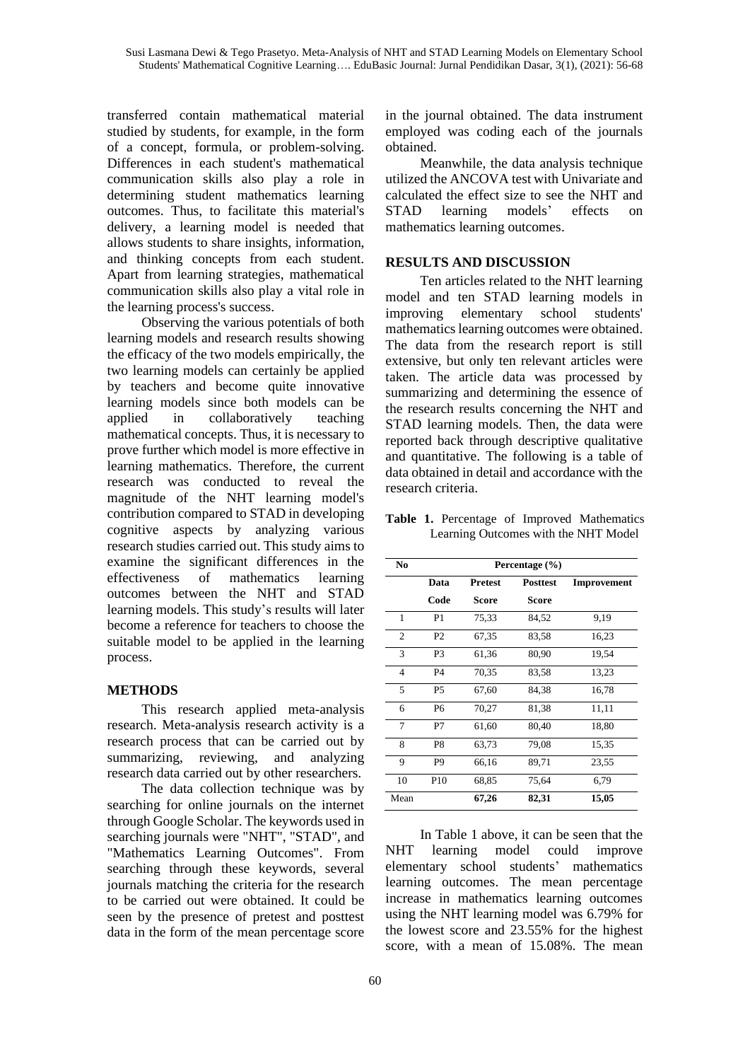transferred contain mathematical material studied by students, for example, in the form of a concept, formula, or problem-solving. Differences in each student's mathematical communication skills also play a role in determining student mathematics learning outcomes. Thus, to facilitate this material's delivery, a learning model is needed that allows students to share insights, information, and thinking concepts from each student. Apart from learning strategies, mathematical communication skills also play a vital role in the learning process's success.

Observing the various potentials of both learning models and research results showing the efficacy of the two models empirically, the two learning models can certainly be applied by teachers and become quite innovative learning models since both models can be applied in collaboratively teaching mathematical concepts. Thus, it is necessary to prove further which model is more effective in learning mathematics. Therefore, the current research was conducted to reveal the magnitude of the NHT learning model's contribution compared to STAD in developing cognitive aspects by analyzing various research studies carried out. This study aims to examine the significant differences in the effectiveness of mathematics learning outcomes between the NHT and STAD learning models. This study's results will later become a reference for teachers to choose the suitable model to be applied in the learning process.

## METHODS

This research applied meta-analysis research. Meta-analysis research activity is a research process that can be carried out by summarizing, reviewing, and analyzing research data carried out by other researchers.

The data collection technique was by searching for online journals on the internet through Google Scholar. The keywords used in searching journals were "NHT", "STAD", and "Mathematics Learning Outcomes". From searching through these keywords, several journals matching the criteria for the research to be carried out were obtained. It could be seen by the presence of pretest and posttest data in the form of the mean percentage score in the journal obtained. The data instrument employed was coding each of the journals obtained.

Meanwhile, the data analysis technique utilized the ANCOVA test with Univariate and calculated the effect size to see the NHT and STAD learning models' effects on mathematics learning outcomes.

## RESULTS AND DISCUSSION

Ten articles related to the NHT learning model and ten STAD learning models in improving elementary school students' mathematics learning outcomes were obtained. The data from the research report is still extensive, but only ten relevant articles were taken. The article data was processed by summarizing and determining the essence of the research results concerning the NHT and STAD learning models. Then, the data were reported back through descriptive qualitative and quantitative. The following is a table of data obtained in detail and accordance with the research criteria.

**Table 1.** Percentage of Improved Mathematics Learning Outcomes with the NHT Model

| No | Percentage (%) | | | |
|---|---|---|---|---|
| | Data Code | Pretest Score | Posttest Score | Improvement |
| 1 | P1 | 75,33 | 84,52 | 9,19 |
| 2 | P2 | 67,35 | 83,58 | 16,23 |
| 3 | P3 | 61,36 | 80,90 | 19,54 |
| 4 | P4 | 70,35 | 83,58 | 13,23 |
| 5 | P5 | 67,60 | 84,38 | 16,78 |
| 6 | P6 | 70,27 | 81,38 | 11,11 |
| 7 | P7 | 61,60 | 80,40 | 18,80 |
| 8 | P8 | 63,73 | 79,08 | 15,35 |
| 9 | P9 | 66,16 | 89,71 | 23,55 |
| 10 | P10 | 68,85 | 75,64 | 6,79 |
| Mean | | **67,26** | **82,31** | **15,05** |

In Table 1 above, it can be seen that the NHT learning model could improve elementary school students' mathematics learning outcomes. The mean percentage increase in mathematics learning outcomes using the NHT learning model was 6.79% for the lowest score and 23.55% for the highest score, with a mean of 15.08%. The mean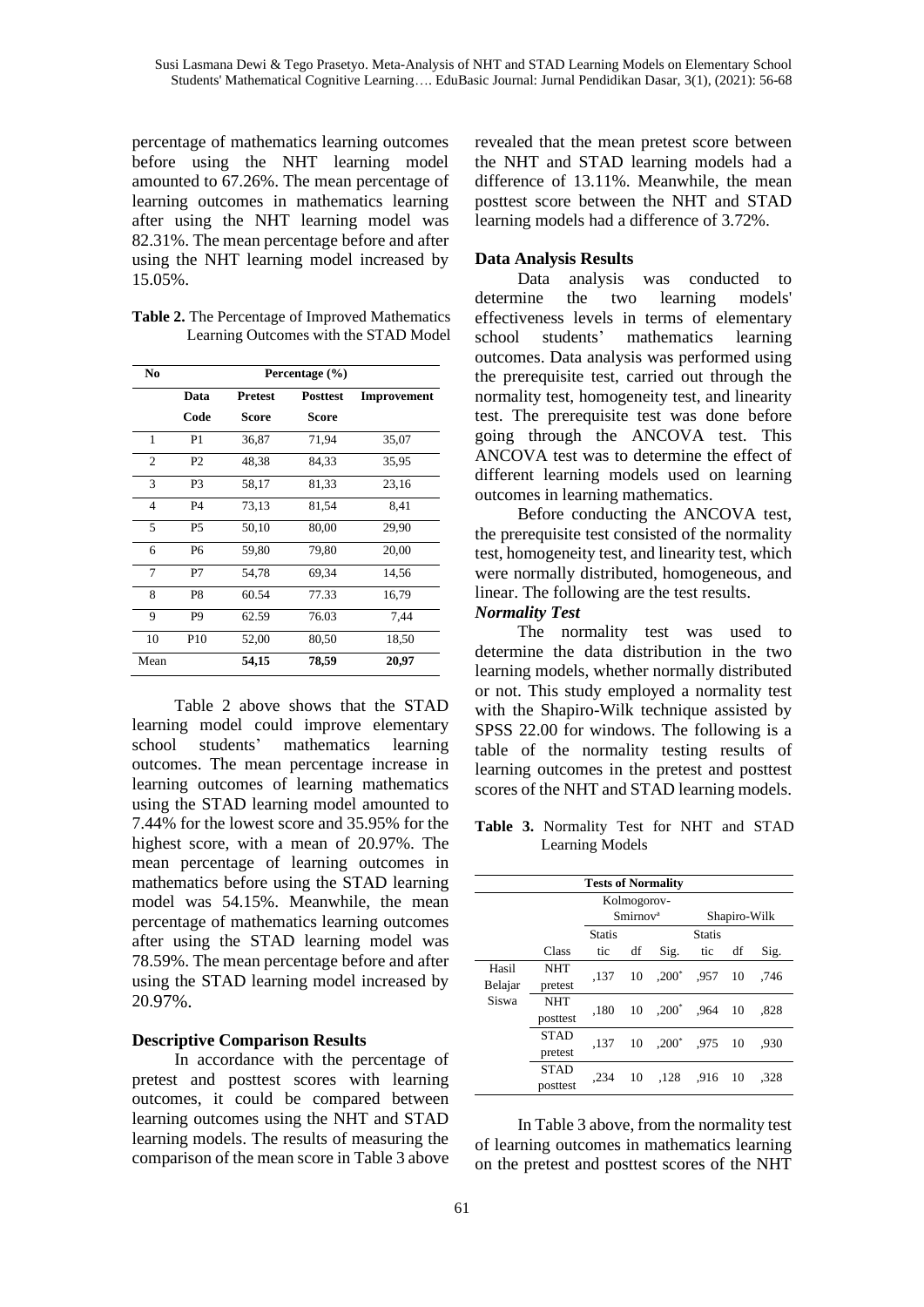percentage of mathematics learning outcomes before using the NHT learning model amounted to 67.26%. The mean percentage of learning outcomes in mathematics learning after using the NHT learning model was 82.31%. The mean percentage before and after using the NHT learning model increased by 15.05%.

**Table 2.** The Percentage of Improved Mathematics Learning Outcomes with the STAD Model

| No | Percentage (%) | | | |
|---|---|---|---|---|
| | Data Code | Pretest Score | Posttest Score | Improvement |
| 1 | P1 | 36,87 | 71,94 | 35,07 |
| 2 | P2 | 48,38 | 84,33 | 35,95 |
| 3 | P3 | 58,17 | 81,33 | 23,16 |
| 4 | P4 | 73,13 | 81,54 | 8,41 |
| 5 | P5 | 50,10 | 80,00 | 29,90 |
| 6 | P6 | 59,80 | 79,80 | 20,00 |
| 7 | P7 | 54,78 | 69,34 | 14,56 |
| 8 | P8 | 60.54 | 77.33 | 16,79 |
| 9 | P9 | 62.59 | 76.03 | 7,44 |
| 10 | P10 | 52,00 | 80,50 | 18,50 |
| Mean | | **54,15** | **78,59** | **20,97** |

Table 2 above shows that the STAD learning model could improve elementary school students' mathematics learning outcomes. The mean percentage increase in learning outcomes of learning mathematics using the STAD learning model amounted to 7.44% for the lowest score and 35.95% for the highest score, with a mean of 20.97%. The mean percentage of learning outcomes in mathematics before using the STAD learning model was 54.15%. Meanwhile, the mean percentage of mathematics learning outcomes after using the STAD learning model was 78.59%. The mean percentage before and after using the STAD learning model increased by 20.97%.

### Descriptive Comparison Results

In accordance with the percentage of pretest and posttest scores with learning outcomes, it could be compared between learning outcomes using the NHT and STAD learning models. The results of measuring the comparison of the mean score in Table 3 above revealed that the mean pretest score between the NHT and STAD learning models had a difference of 13.11%. Meanwhile, the mean posttest score between the NHT and STAD learning models had a difference of 3.72%.

### Data Analysis Results

Data analysis was conducted to determine the two learning models' effectiveness levels in terms of elementary school students' mathematics learning outcomes. Data analysis was performed using the prerequisite test, carried out through the normality test, homogeneity test, and linearity test. The prerequisite test was done before going through the ANCOVA test. This ANCOVA test was to determine the effect of different learning models used on learning outcomes in learning mathematics.

Before conducting the ANCOVA test, the prerequisite test consisted of the normality test, homogeneity test, and linearity test, which were normally distributed, homogeneous, and linear. The following are the test results.

#### *Normality Test*

The normality test was used to determine the data distribution in the two learning models, whether normally distributed or not. This study employed a normality test with the Shapiro-Wilk technique assisted by SPSS 22.00 for windows. The following is a table of the normality testing results of learning outcomes in the pretest and posttest scores of the NHT and STAD learning models.

**Table 3.** Normality Test for NHT and STAD Learning Models

| Tests of Normality | | | | | | | |
|---|---|---|---|---|---|---|---|
| | | Kolmogorov-Smirnov[a] | | | Shapiro-Wilk | | |
| | Class | Statistic | df | Sig. | Statistic | df | Sig. |
| Hasil Belajar Siswa | NHT pretest | ,137 | 10 | ,200[*] | ,957 | 10 | ,746 |
| | NHT posttest | ,180 | 10 | ,200[*] | ,964 | 10 | ,828 |
| | STAD pretest | ,137 | 10 | ,200[*] | ,975 | 10 | ,930 |
| | STAD posttest | ,234 | 10 | ,128 | ,916 | 10 | ,328 |

In Table 3 above, from the normality test of learning outcomes in mathematics learning on the pretest and posttest scores of the NHT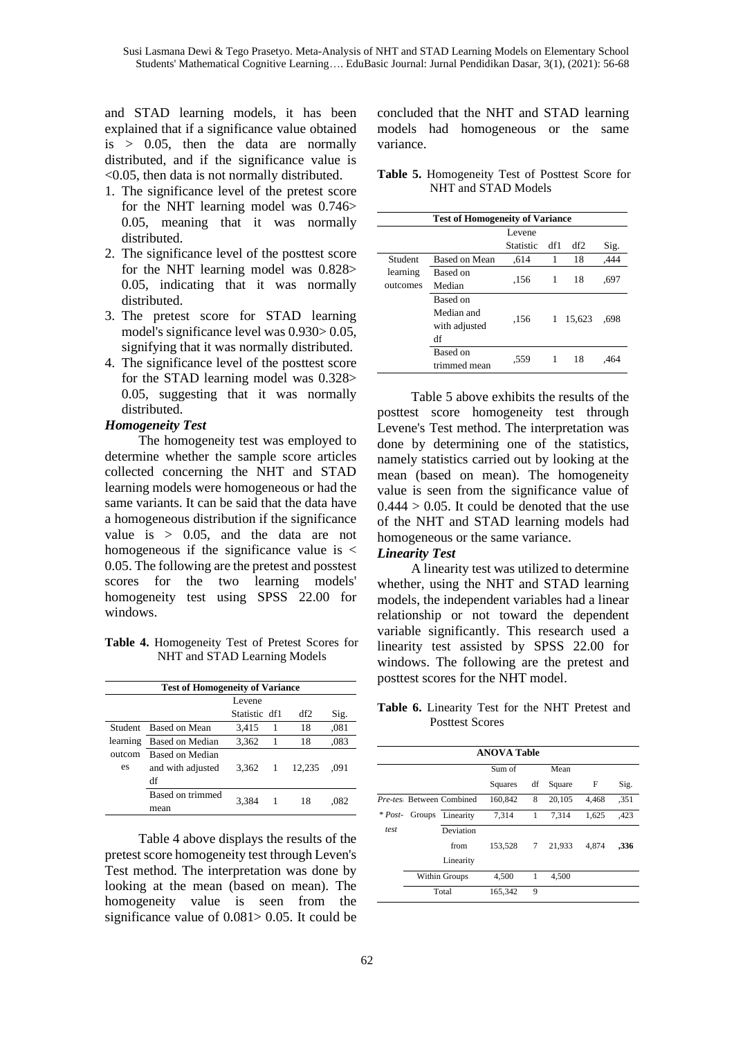and STAD learning models, it has been explained that if a significance value obtained is > 0.05, then the data are normally distributed, and if the significance value is <0.05, then data is not normally distributed.

1. The significance level of the pretest score for the NHT learning model was 0.746> 0.05, meaning that it was normally distributed.
2. The significance level of the posttest score for the NHT learning model was 0.828> 0.05, indicating that it was normally distributed.
3. The pretest score for STAD learning model's significance level was 0.930> 0.05, signifying that it was normally distributed.
4. The significance level of the posttest score for the STAD learning model was 0.328> 0.05, suggesting that it was normally distributed.

***Homogeneity Test***

The homogeneity test was employed to determine whether the sample score articles collected concerning the NHT and STAD learning models were homogeneous or had the same variants. It can be said that the data have a homogeneous distribution if the significance value is > 0.05, and the data are not homogeneous if the significance value is < 0.05. The following are the pretest and posstest scores for the two learning models' homogeneity test using SPSS 22.00 for windows.

**Table 4.** Homogeneity Test of Pretest Scores for NHT and STAD Learning Models

| Test of Homogeneity of Variance | | | | | |
|---|---|---|---|---|---|
| | | Levene Statistic | df1 | df2 | Sig. |
| Student learning outcomes | Based on Mean | 3,415 | 1 | 18 | ,081 |
| | Based on Median | 3,362 | 1 | 18 | ,083 |
| | Based on Median and with adjusted df | 3,362 | 1 | 12,235 | ,091 |
| | Based on trimmed mean | 3,384 | 1 | 18 | ,082 |

Table 4 above displays the results of the pretest score homogeneity test through Leven's Test method. The interpretation was done by looking at the mean (based on mean). The homogeneity value is seen from the significance value of 0.081> 0.05. It could be concluded that the NHT and STAD learning models had homogeneous or the same variance.

**Table 5.** Homogeneity Test of Posttest Score for NHT and STAD Models

| Test of Homogeneity of Variance | | | | | |
|---|---|---|---|---|---|
| | | Levene Statistic | df1 | df2 | Sig. |
| Student learning outcomes | Based on Mean | ,614 | 1 | 18 | ,444 |
| | Based on Median | ,156 | 1 | 18 | ,697 |
| | Based on Median and with adjusted df | ,156 | 1 | 15,623 | ,698 |
| | Based on trimmed mean | ,559 | 1 | 18 | ,464 |

Table 5 above exhibits the results of the posttest score homogeneity test through Levene's Test method. The interpretation was done by determining one of the statistics, namely statistics carried out by looking at the mean (based on mean). The homogeneity value is seen from the significance value of 0.444 > 0.05. It could be denoted that the use of the NHT and STAD learning models had homogeneous or the same variance.

***Linearity Test***

A linearity test was utilized to determine whether, using the NHT and STAD learning models, the independent variables had a linear relationship or not toward the dependent variable significantly. This research used a linearity test assisted by SPSS 22.00 for windows. The following are the pretest and posttest scores for the NHT model.

**Table 6.** Linearity Test for the NHT Pretest and Posttest Scores

| ANOVA Table | | | | | | | |
|---|---|---|---|---|---|---|---|
| | | | Sum of Squares | df | Mean Square | F | Sig. |
| *Pre-test \* Post-test* | Between Groups | Combined | 160,842 | 8 | 20,105 | 4,468 | ,351 |
| | | Linearity | 7,314 | 1 | 7,314 | 1,625 | ,423 |
| | | Deviation from Linearity | 153,528 | 7 | 21,933 | 4,874 | **,336** |
| | Within Groups | | 4,500 | 1 | 4,500 | | |
| | Total | | 165,342 | 9 | | | |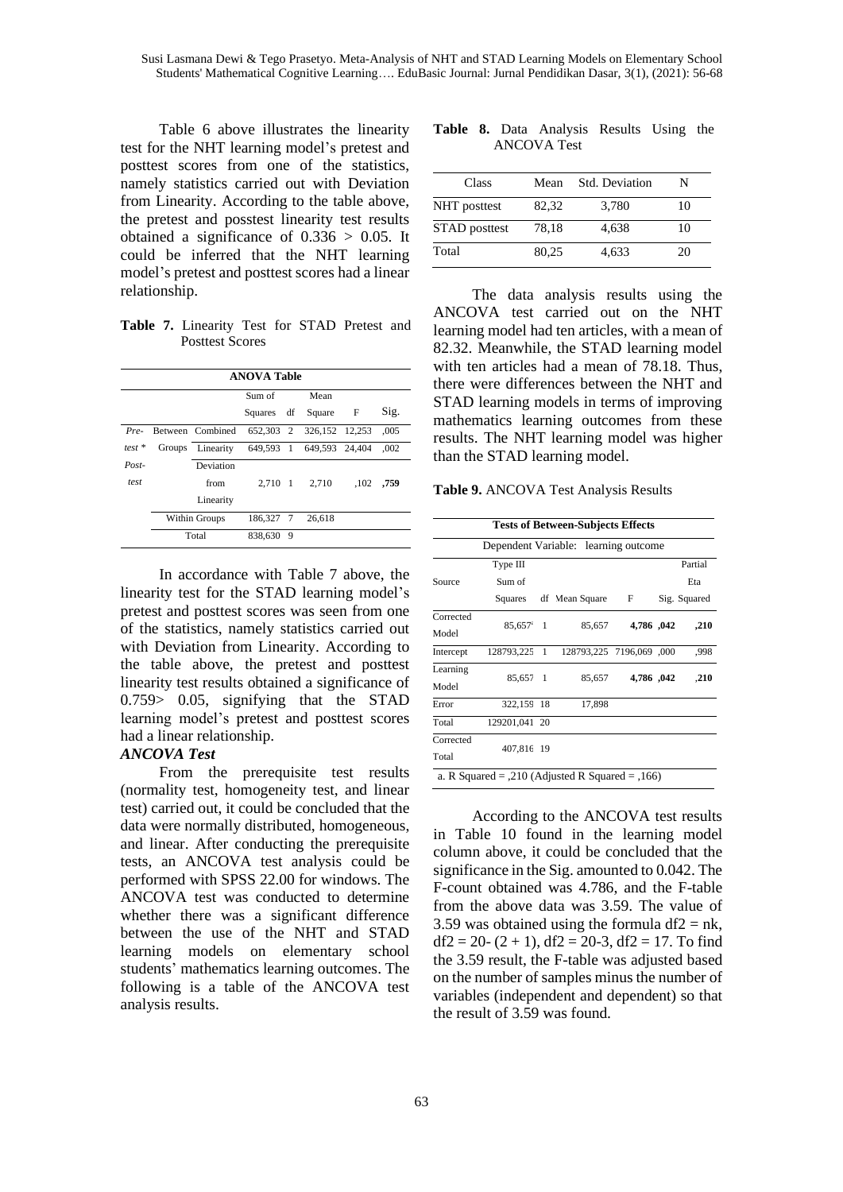Table 6 above illustrates the linearity test for the NHT learning model's pretest and posttest scores from one of the statistics, namely statistics carried out with Deviation from Linearity. According to the table above, the pretest and posstest linearity test results obtained a significance of 0.336 > 0.05. It could be inferred that the NHT learning model's pretest and posttest scores had a linear relationship.

**Table 7.** Linearity Test for STAD Pretest and Posttest Scores

| ANOVA Table | | | | | | | |
|---|---|---|---|---|---|---|---|
| | | | Sum of Squares | df | Mean Square | F | Sig. |
| *Pre-test * Post-test* | Between Groups | Combined | 652,303 | 2 | 326,152 | 12,253 | ,005 |
| | | Linearity | 649,593 | 1 | 649,593 | 24,404 | ,002 |
| | | Deviation from Linearity | 2,710 | 1 | 2,710 | ,102 | **,759** |
| | Within Groups | | 186,327 | 7 | 26,618 | | |
| | Total | | 838,630 | 9 | | | |

In accordance with Table 7 above, the linearity test for the STAD learning model's pretest and posttest scores was seen from one of the statistics, namely statistics carried out with Deviation from Linearity. According to the table above, the pretest and posttest linearity test results obtained a significance of 0.759> 0.05, signifying that the STAD learning model's pretest and posttest scores had a linear relationship.

### *ANCOVA Test*

From the prerequisite test results (normality test, homogeneity test, and linear test) carried out, it could be concluded that the data were normally distributed, homogeneous, and linear. After conducting the prerequisite tests, an ANCOVA test analysis could be performed with SPSS 22.00 for windows. The ANCOVA test was conducted to determine whether there was a significant difference between the use of the NHT and STAD learning models on elementary school students' mathematics learning outcomes. The following is a table of the ANCOVA test analysis results.

**Table 8.** Data Analysis Results Using the ANCOVA Test

| Class | Mean | Std. Deviation | N |
|---|---|---|---|
| NHT posttest | 82,32 | 3,780 | 10 |
| STAD posttest | 78,18 | 4,638 | 10 |
| Total | 80,25 | 4,633 | 20 |

The data analysis results using the ANCOVA test carried out on the NHT learning model had ten articles, with a mean of 82.32. Meanwhile, the STAD learning model with ten articles had a mean of 78.18. Thus, there were differences between the NHT and STAD learning models in terms of improving mathematics learning outcomes from these results. The NHT learning model was higher than the STAD learning model.

**Table 9.** ANCOVA Test Analysis Results

| Tests of Between-Subjects Effects | | | | | | |
|---|---|---|---|---|---|---|
| Dependent Variable: learning outcome | | | | | | |
| Source | Type III Sum of Squares | df | Mean Square | F | Sig. | Partial Eta Squared |
| Corrected Model | 85,657ª | 1 | 85,657 | **4,786** | **,042** | **,210** |
| Intercept | 128793,225 | 1 | 128793,225 | 7196,069 | ,000 | ,998 |
| Learning Model | 85,657 | 1 | 85,657 | **4,786** | **,042** | ,**210** |
| Error | 322,159 | 18 | 17,898 | | | |
| Total | 129201,041 | 20 | | | | |
| Corrected Total | 407,816 | 19 | | | | |
| a. R Squared = ,210 (Adjusted R Squared = ,166) | | | | | | |

According to the ANCOVA test results in Table 10 found in the learning model column above, it could be concluded that the significance in the Sig. amounted to 0.042. The F-count obtained was 4.786, and the F-table from the above data was 3.59. The value of 3.59 was obtained using the formula $df2 = nk$, $df2 = 20 - (2 + 1)$, $df2 = 20-3$, $df2 = 17$. To find the 3.59 result, the F-table was adjusted based on the number of samples minus the number of variables (independent and dependent) so that the result of 3.59 was found.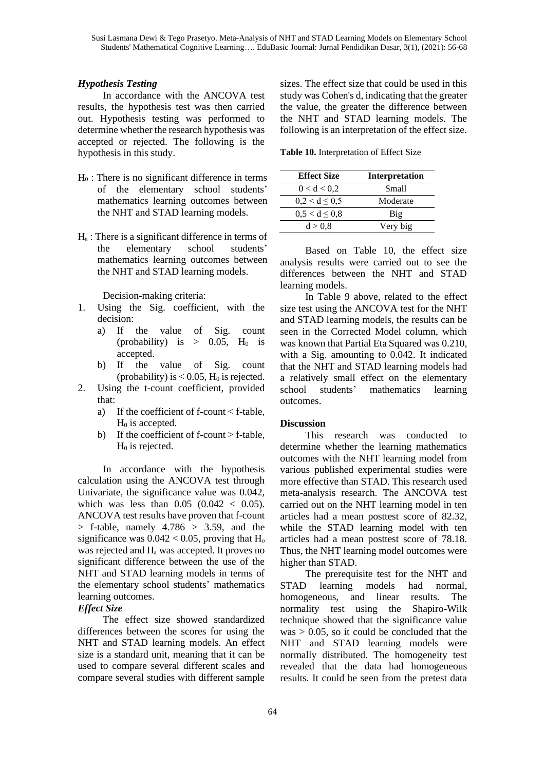### *Hypothesis Testing*

In accordance with the ANCOVA test results, the hypothesis test was then carried out. Hypothesis testing was performed to determine whether the research hypothesis was accepted or rejected. The following is the hypothesis in this study.

$H_o$ : There is no significant difference in terms of the elementary school students' mathematics learning outcomes between the NHT and STAD learning models.

$H_a$ : There is a significant difference in terms of the elementary school students' mathematics learning outcomes between the NHT and STAD learning models.

Decision-making criteria:

1. Using the Sig. coefficient, with the decision:
   a) If the value of Sig. count (probability) is $> 0.05$, $H_0$ is accepted.
   b) If the value of Sig. count (probability) is $< 0.05$, $H_0$ is rejected.
2. Using the t-count coefficient, provided that:
   a) If the coefficient of f-count < f-table, $H_0$ is accepted.
   b) If the coefficient of f-count > f-table, $H_0$ is rejected.

In accordance with the hypothesis calculation using the ANCOVA test through Univariate, the significance value was 0.042, which was less than 0.05 ($0.042 < 0.05$). ANCOVA test results have proven that f-count > f-table, namely $4.786 > 3.59$, and the significance was $0.042 < 0.05$, proving that $H_o$ was rejected and $H_a$ was accepted. It proves no significant difference between the use of the NHT and STAD learning models in terms of the elementary school students' mathematics learning outcomes.

### *Effect Size*

The effect size showed standardized differences between the scores for using the NHT and STAD learning models. An effect size is a standard unit, meaning that it can be used to compare several different scales and compare several studies with different sample sizes. The effect size that could be used in this study was Cohen's d, indicating that the greater the value, the greater the difference between the NHT and STAD learning models. The following is an interpretation of the effect size.

**Table 10.** Interpretation of Effect Size

| Effect Size | Interpretation |
|---|---|
| $0 < d < 0{,}2$ | Small |
| $0{,}2 < d \leq 0{,}5$ | Moderate |
| $0{,}5 < d \leq 0{,}8$ | Big |
| $d > 0{,}8$ | Very big |

Based on Table 10, the effect size analysis results were carried out to see the differences between the NHT and STAD learning models.

In Table 9 above, related to the effect size test using the ANCOVA test for the NHT and STAD learning models, the results can be seen in the Corrected Model column, which was known that Partial Eta Squared was 0.210, with a Sig. amounting to 0.042. It indicated that the NHT and STAD learning models had a relatively small effect on the elementary school students' mathematics learning outcomes.

### **Discussion**

This research was conducted to determine whether the learning mathematics outcomes with the NHT learning model from various published experimental studies were more effective than STAD. This research used meta-analysis research. The ANCOVA test carried out on the NHT learning model in ten articles had a mean posttest score of 82.32, while the STAD learning model with ten articles had a mean posttest score of 78.18. Thus, the NHT learning model outcomes were higher than STAD.

The prerequisite test for the NHT and STAD learning models had normal, homogeneous, and linear results. The normality test using the Shapiro-Wilk technique showed that the significance value was $> 0.05$, so it could be concluded that the NHT and STAD learning models were normally distributed. The homogeneity test revealed that the data had homogeneous results. It could be seen from the pretest data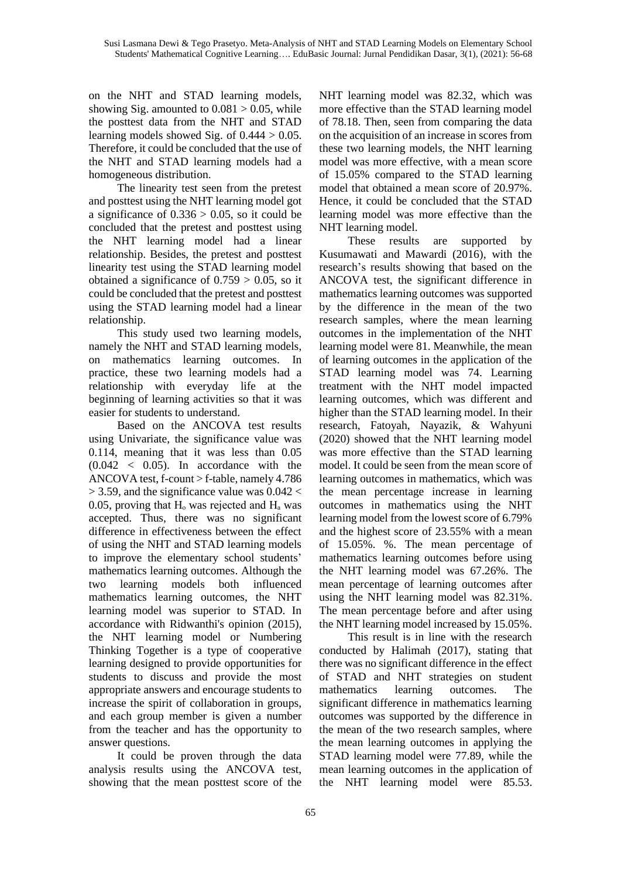on the NHT and STAD learning models, showing Sig. amounted to $0.081 > 0.05$, while the posttest data from the NHT and STAD learning models showed Sig. of $0.444 > 0.05$. Therefore, it could be concluded that the use of the NHT and STAD learning models had a homogeneous distribution.

The linearity test seen from the pretest and posttest using the NHT learning model got a significance of $0.336 > 0.05$, so it could be concluded that the pretest and posttest using the NHT learning model had a linear relationship. Besides, the pretest and posttest linearity test using the STAD learning model obtained a significance of $0.759 > 0.05$, so it could be concluded that the pretest and posttest using the STAD learning model had a linear relationship.

This study used two learning models, namely the NHT and STAD learning models, on mathematics learning outcomes. In practice, these two learning models had a relationship with everyday life at the beginning of learning activities so that it was easier for students to understand.

Based on the ANCOVA test results using Univariate, the significance value was 0.114, meaning that it was less than 0.05 ($0.042 < 0.05$). In accordance with the ANCOVA test, f-count > f-table, namely $4.786 > 3.59$, and the significance value was $0.042 < 0.05$, proving that $H_o$ was rejected and $H_a$ was accepted. Thus, there was no significant difference in effectiveness between the effect of using the NHT and STAD learning models to improve the elementary school students' mathematics learning outcomes. Although the two learning models both influenced mathematics learning outcomes, the NHT learning model was superior to STAD. In accordance with Ridwanthi's opinion (2015), the NHT learning model or Numbering Thinking Together is a type of cooperative learning designed to provide opportunities for students to discuss and provide the most appropriate answers and encourage students to increase the spirit of collaboration in groups, and each group member is given a number from the teacher and has the opportunity to answer questions.

It could be proven through the data analysis results using the ANCOVA test, showing that the mean posttest score of the NHT learning model was 82.32, which was more effective than the STAD learning model of 78.18. Then, seen from comparing the data on the acquisition of an increase in scores from these two learning models, the NHT learning model was more effective, with a mean score of 15.05% compared to the STAD learning model that obtained a mean score of 20.97%. Hence, it could be concluded that the STAD learning model was more effective than the NHT learning model.

These results are supported by Kusumawati and Mawardi (2016), with the research's results showing that based on the ANCOVA test, the significant difference in mathematics learning outcomes was supported by the difference in the mean of the two research samples, where the mean learning outcomes in the implementation of the NHT learning model were 81. Meanwhile, the mean of learning outcomes in the application of the STAD learning model was 74. Learning treatment with the NHT model impacted learning outcomes, which was different and higher than the STAD learning model. In their research, Fatoyah, Nayazik, & Wahyuni (2020) showed that the NHT learning model was more effective than the STAD learning model. It could be seen from the mean score of learning outcomes in mathematics, which was the mean percentage increase in learning outcomes in mathematics using the NHT learning model from the lowest score of 6.79% and the highest score of 23.55% with a mean of 15.05%. %. The mean percentage of mathematics learning outcomes before using the NHT learning model was 67.26%. The mean percentage of learning outcomes after using the NHT learning model was 82.31%. The mean percentage before and after using the NHT learning model increased by 15.05%.

This result is in line with the research conducted by Halimah (2017), stating that there was no significant difference in the effect of STAD and NHT strategies on student mathematics learning outcomes. The significant difference in mathematics learning outcomes was supported by the difference in the mean of the two research samples, where the mean learning outcomes in applying the STAD learning model were 77.89, while the mean learning outcomes in the application of the NHT learning model were 85.53.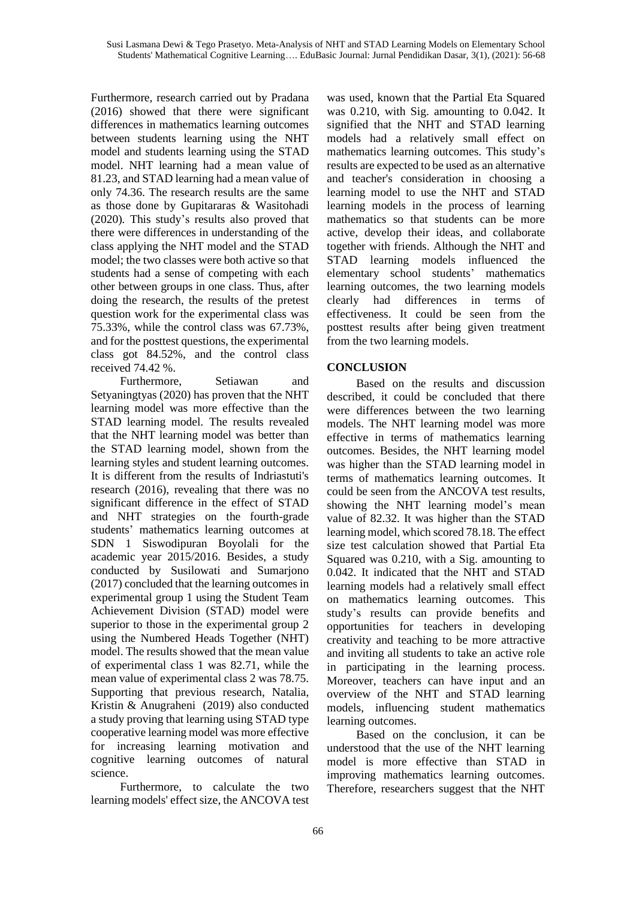Furthermore, research carried out by Pradana (2016) showed that there were significant differences in mathematics learning outcomes between students learning using the NHT model and students learning using the STAD model. NHT learning had a mean value of 81.23, and STAD learning had a mean value of only 74.36. The research results are the same as those done by Gupitararas & Wasitohadi (2020). This study's results also proved that there were differences in understanding of the class applying the NHT model and the STAD model; the two classes were both active so that students had a sense of competing with each other between groups in one class. Thus, after doing the research, the results of the pretest question work for the experimental class was 75.33%, while the control class was 67.73%, and for the posttest questions, the experimental class got 84.52%, and the control class received 74.42 %.

Furthermore, Setiawan and Setyaningtyas (2020) has proven that the NHT learning model was more effective than the STAD learning model. The results revealed that the NHT learning model was better than the STAD learning model, shown from the learning styles and student learning outcomes. It is different from the results of Indriastuti's research (2016), revealing that there was no significant difference in the effect of STAD and NHT strategies on the fourth-grade students' mathematics learning outcomes at SDN 1 Siswodipuran Boyolali for the academic year 2015/2016. Besides, a study conducted by Susilowati and Sumarjono (2017) concluded that the learning outcomes in experimental group 1 using the Student Team Achievement Division (STAD) model were superior to those in the experimental group 2 using the Numbered Heads Together (NHT) model. The results showed that the mean value of experimental class 1 was 82.71, while the mean value of experimental class 2 was 78.75. Supporting that previous research, Natalia, Kristin & Anugraheni (2019) also conducted a study proving that learning using STAD type cooperative learning model was more effective for increasing learning motivation and cognitive learning outcomes of natural science.

Furthermore, to calculate the two learning models' effect size, the ANCOVA test was used, known that the Partial Eta Squared was 0.210, with Sig. amounting to 0.042. It signified that the NHT and STAD learning models had a relatively small effect on mathematics learning outcomes. This study's results are expected to be used as an alternative and teacher's consideration in choosing a learning model to use the NHT and STAD learning models in the process of learning mathematics so that students can be more active, develop their ideas, and collaborate together with friends. Although the NHT and STAD learning models influenced the elementary school students' mathematics learning outcomes, the two learning models clearly had differences in terms of effectiveness. It could be seen from the posttest results after being given treatment from the two learning models.

## CONCLUSION

Based on the results and discussion described, it could be concluded that there were differences between the two learning models. The NHT learning model was more effective in terms of mathematics learning outcomes. Besides, the NHT learning model was higher than the STAD learning model in terms of mathematics learning outcomes. It could be seen from the ANCOVA test results, showing the NHT learning model's mean value of 82.32. It was higher than the STAD learning model, which scored 78.18. The effect size test calculation showed that Partial Eta Squared was 0.210, with a Sig. amounting to 0.042. It indicated that the NHT and STAD learning models had a relatively small effect on mathematics learning outcomes. This study's results can provide benefits and opportunities for teachers in developing creativity and teaching to be more attractive and inviting all students to take an active role in participating in the learning process. Moreover, teachers can have input and an overview of the NHT and STAD learning models, influencing student mathematics learning outcomes.

Based on the conclusion, it can be understood that the use of the NHT learning model is more effective than STAD in improving mathematics learning outcomes. Therefore, researchers suggest that the NHT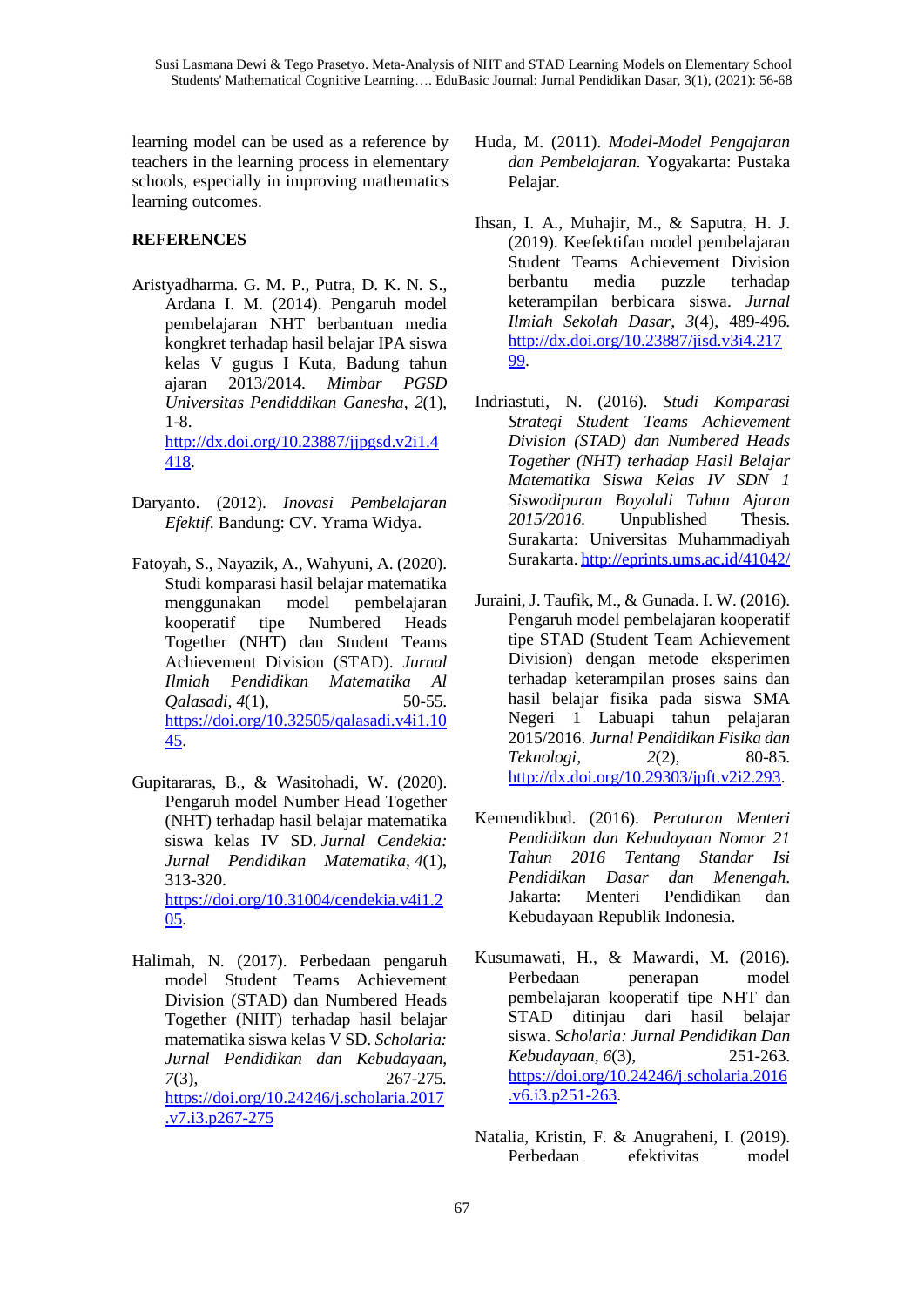learning model can be used as a reference by teachers in the learning process in elementary schools, especially in improving mathematics learning outcomes.

**REFERENCES**

Aristyadharma. G. M. P., Putra, D. K. N. S., Ardana I. M. (2014). Pengaruh model pembelajaran NHT berbantuan media kongkret terhadap hasil belajar IPA siswa kelas V gugus I Kuta, Badung tahun ajaran 2013/2014. *Mimbar PGSD Universitas Pendiddikan Ganesha, 2*(1), 1-8. http://dx.doi.org/10.23887/jjpgsd.v2i1.4418.

Daryanto. (2012). *Inovasi Pembelajaran Efektif*. Bandung: CV. Yrama Widya.

Fatoyah, S., Nayazik, A., Wahyuni, A. (2020). Studi komparasi hasil belajar matematika menggunakan model pembelajaran kooperatif tipe Numbered Heads Together (NHT) dan Student Teams Achievement Division (STAD). *Jurnal Ilmiah Pendidikan Matematika Al Qalasadi, 4*(1), 50-55. https://doi.org/10.32505/qalasadi.v4i1.1045.

Gupitararas, B., & Wasitohadi, W. (2020). Pengaruh model Number Head Together (NHT) terhadap hasil belajar matematika siswa kelas IV SD. *Jurnal Cendekia: Jurnal Pendidikan Matematika, 4*(1), 313-320. https://doi.org/10.31004/cendekia.v4i1.205.

Halimah, N. (2017). Perbedaan pengaruh model Student Teams Achievement Division (STAD) dan Numbered Heads Together (NHT) terhadap hasil belajar matematika siswa kelas V SD. *Scholaria: Jurnal Pendidikan dan Kebudayaan, 7*(3), 267-275. https://doi.org/10.24246/j.scholaria.2017.v7.i3.p267-275

Huda, M. (2011). *Model-Model Pengajaran dan Pembelajaran.* Yogyakarta: Pustaka Pelajar.

Ihsan, I. A., Muhajir, M., & Saputra, H. J. (2019). Keefektifan model pembelajaran Student Teams Achievement Division berbantu media puzzle terhadap keterampilan berbicara siswa. *Jurnal Ilmiah Sekolah Dasar, 3*(4), 489-496. http://dx.doi.org/10.23887/jisd.v3i4.21799.

Indriastuti, N. (2016). *Studi Komparasi Strategi Student Teams Achievement Division (STAD) dan Numbered Heads Together (NHT) terhadap Hasil Belajar Matematika Siswa Kelas IV SDN 1 Siswodipuran Boyolali Tahun Ajaran 2015/2016*. Unpublished Thesis. Surakarta: Universitas Muhammadiyah Surakarta. http://eprints.ums.ac.id/41042/

Juraini, J. Taufik, M., & Gunada. I. W. (2016). Pengaruh model pembelajaran kooperatif tipe STAD (Student Team Achievement Division) dengan metode eksperimen terhadap keterampilan proses sains dan hasil belajar fisika pada siswa SMA Negeri 1 Labuapi tahun pelajaran 2015/2016. *Jurnal Pendidikan Fisika dan Teknologi, 2*(2), 80-85. http://dx.doi.org/10.29303/jpft.v2i2.293.

Kemendikbud. (2016). *Peraturan Menteri Pendidikan dan Kebudayaan Nomor 21 Tahun 2016 Tentang Standar Isi Pendidikan Dasar dan Menengah*. Jakarta: Menteri Pendidikan dan Kebudayaan Republik Indonesia.

Kusumawati, H., & Mawardi, M. (2016). Perbedaan penerapan model pembelajaran kooperatif tipe NHT dan STAD ditinjau dari hasil belajar siswa. *Scholaria: Jurnal Pendidikan Dan Kebudayaan, 6*(3), 251-263. https://doi.org/10.24246/j.scholaria.2016.v6.i3.p251-263.

Natalia, Kristin, F. & Anugraheni, I. (2019). Perbedaan efektivitas model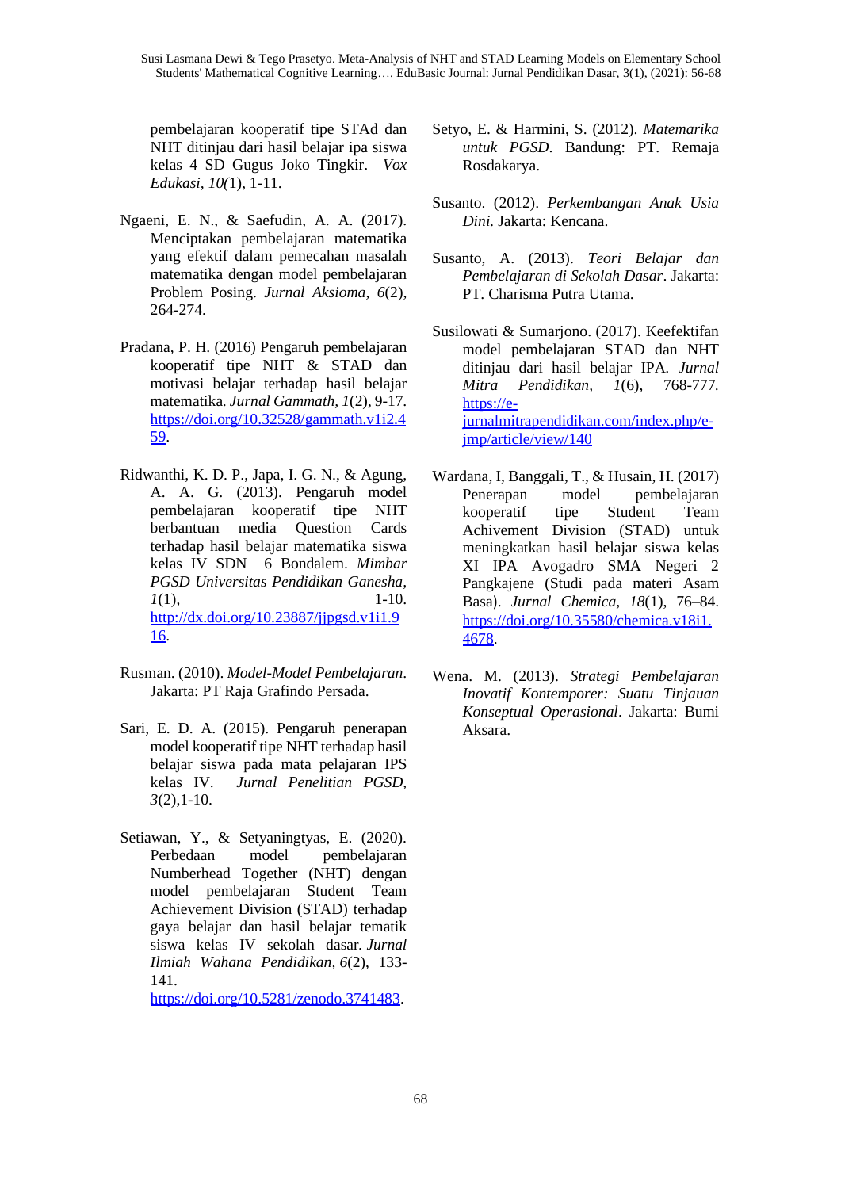pembelajaran kooperatif tipe STAd dan NHT ditinjau dari hasil belajar ipa siswa kelas 4 SD Gugus Joko Tingkir. *Vox Edukasi, 10*(1), 1-11.

Ngaeni, E. N., & Saefudin, A. A. (2017). Menciptakan pembelajaran matematika yang efektif dalam pemecahan masalah matematika dengan model pembelajaran Problem Posing. *Jurnal Aksioma*, *6*(2), 264-274.

Pradana, P. H. (2016) Pengaruh pembelajaran kooperatif tipe NHT & STAD dan motivasi belajar terhadap hasil belajar matematika. *Jurnal Gammath, 1*(2), 9-17. https://doi.org/10.32528/gammath.v1i2.459.

Ridwanthi, K. D. P., Japa, I. G. N., & Agung, A. A. G. (2013). Pengaruh model pembelajaran kooperatif tipe NHT berbantuan media Question Cards terhadap hasil belajar matematika siswa kelas IV SDN 6 Bondalem. *Mimbar PGSD Universitas Pendidikan Ganesha, 1*(1), 1-10. http://dx.doi.org/10.23887/jjpgsd.v1i1.916.

Rusman. (2010). *Model-Model Pembelajaran*. Jakarta: PT Raja Grafindo Persada.

Sari, E. D. A. (2015). Pengaruh penerapan model kooperatif tipe NHT terhadap hasil belajar siswa pada mata pelajaran IPS kelas IV. *Jurnal Penelitian PGSD, 3*(2),1-10.

Setiawan, Y., & Setyaningtyas, E. (2020). Perbedaan model pembelajaran Numberhead Together (NHT) dengan model pembelajaran Student Team Achievement Division (STAD) terhadap gaya belajar dan hasil belajar tematik siswa kelas IV sekolah dasar. *Jurnal Ilmiah Wahana Pendidikan, 6*(2), 133-141. https://doi.org/10.5281/zenodo.3741483.

Setyo, E. & Harmini, S. (2012). *Matemarika untuk PGSD*. Bandung: PT. Remaja Rosdakarya.

Susanto. (2012). *Perkembangan Anak Usia Dini.* Jakarta: Kencana.

Susanto, A. (2013). *Teori Belajar dan Pembelajaran di Sekolah Dasar*. Jakarta: PT. Charisma Putra Utama.

Susilowati & Sumarjono. (2017). Keefektifan model pembelajaran STAD dan NHT ditinjau dari hasil belajar IPA. *Jurnal Mitra Pendidikan, 1*(6), 768-777. https://e-jurnalmitrapendidikan.com/index.php/e-jmp/article/view/140

Wardana, I, Banggali, T., & Husain, H. (2017) Penerapan model pembelajaran kooperatif tipe Student Team Achivement Division (STAD) untuk meningkatkan hasil belajar siswa kelas XI IPA Avogadro SMA Negeri 2 Pangkajene (Studi pada materi Asam Basa). *Jurnal Chemica, 18*(1), 76–84. https://doi.org/10.35580/chemica.v18i1.4678.

Wena. M. (2013). *Strategi Pembelajaran Inovatif Kontemporer: Suatu Tinjauan Konseptual Operasional*. Jakarta: Bumi Aksara.